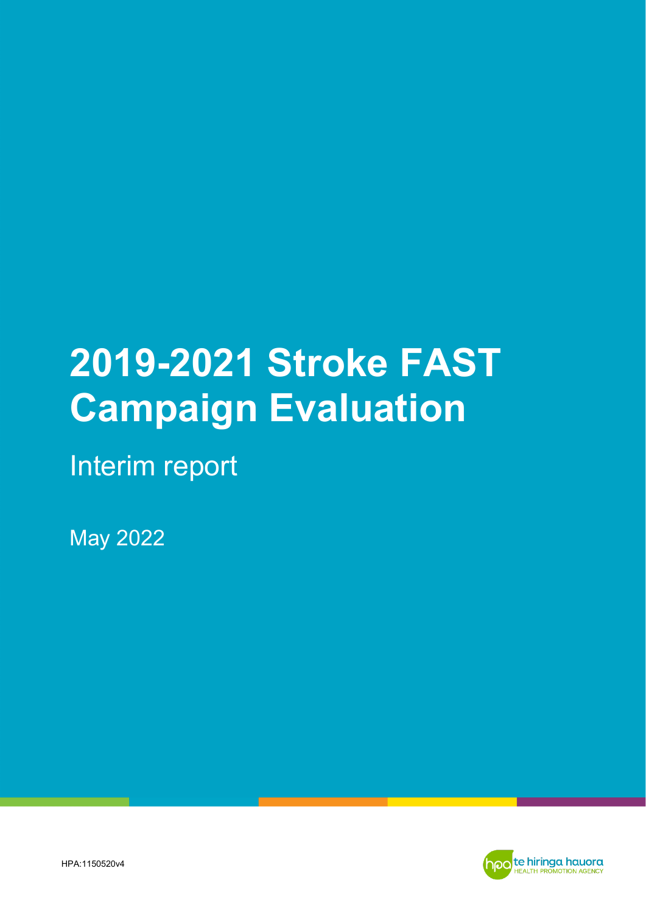# 2019-2021 Stroke FAST Campaign Evaluation

Interim report

May 2022

HPA:1150520v4

te hiringa hauora
HEALTH PROMOTION AGENCY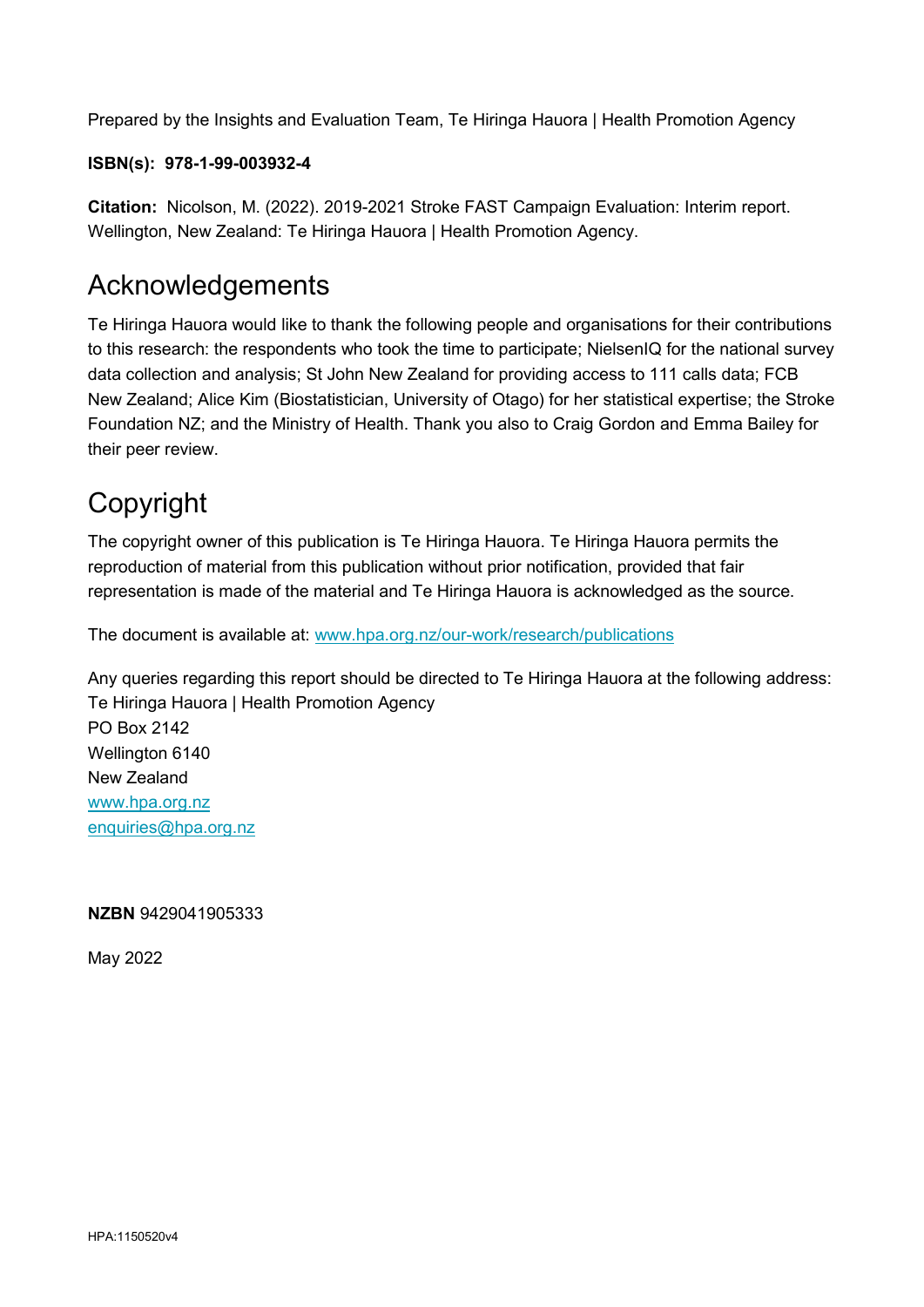Prepared by the Insights and Evaluation Team, Te Hiringa Hauora | Health Promotion Agency

**ISBN(s): 978-1-99-003932-4**

**Citation:** Nicolson, M. (2022). 2019-2021 Stroke FAST Campaign Evaluation: Interim report. Wellington, New Zealand: Te Hiringa Hauora | Health Promotion Agency.

# Acknowledgements

Te Hiringa Hauora would like to thank the following people and organisations for their contributions to this research: the respondents who took the time to participate; NielsenIQ for the national survey data collection and analysis; St John New Zealand for providing access to 111 calls data; FCB New Zealand; Alice Kim (Biostatistician, University of Otago) for her statistical expertise; the Stroke Foundation NZ; and the Ministry of Health. Thank you also to Craig Gordon and Emma Bailey for their peer review.

# Copyright

The copyright owner of this publication is Te Hiringa Hauora. Te Hiringa Hauora permits the reproduction of material from this publication without prior notification, provided that fair representation is made of the material and Te Hiringa Hauora is acknowledged as the source.

The document is available at: www.hpa.org.nz/our-work/research/publications

Any queries regarding this report should be directed to Te Hiringa Hauora at the following address:
Te Hiringa Hauora | Health Promotion Agency
PO Box 2142
Wellington 6140
New Zealand
www.hpa.org.nz
enquiries@hpa.org.nz

**NZBN** 9429041905333

May 2022

HPA:1150520v4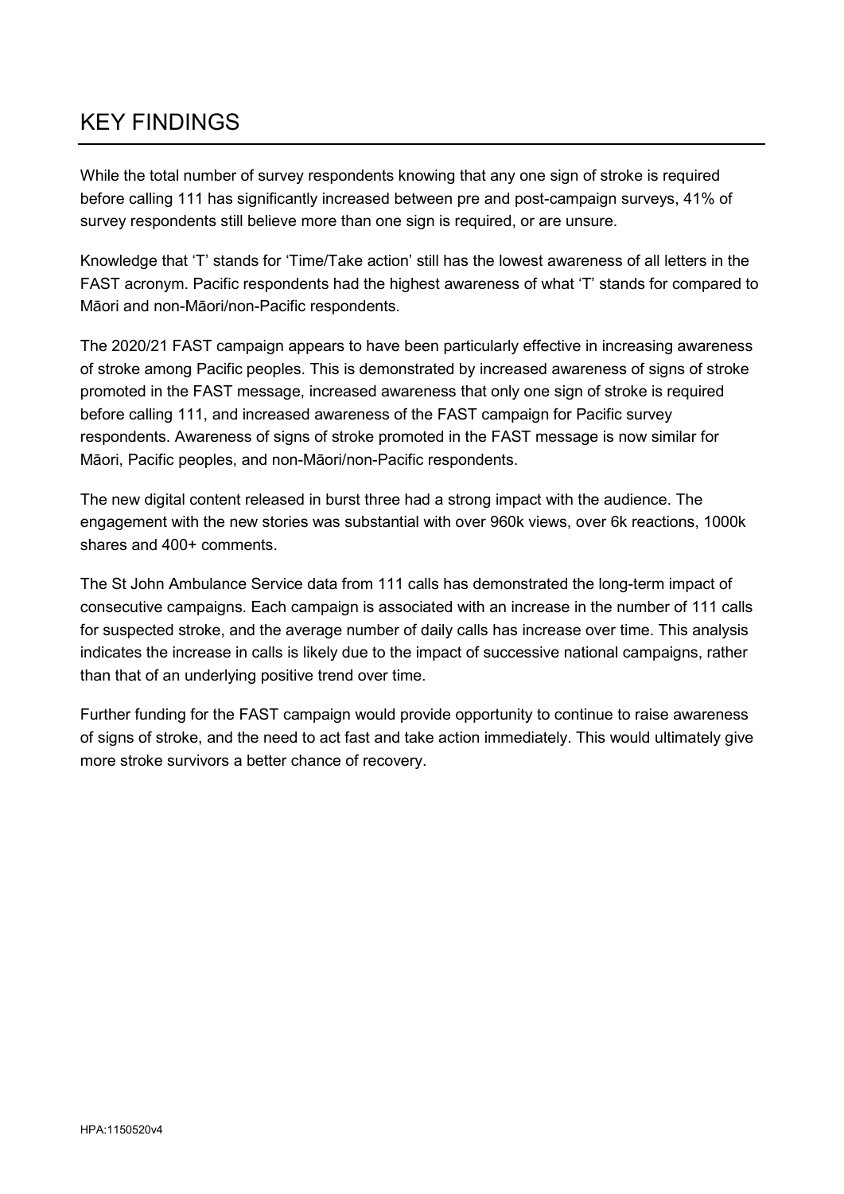# KEY FINDINGS

While the total number of survey respondents knowing that any one sign of stroke is required before calling 111 has significantly increased between pre and post-campaign surveys, 41% of survey respondents still believe more than one sign is required, or are unsure.

Knowledge that 'T' stands for 'Time/Take action' still has the lowest awareness of all letters in the FAST acronym. Pacific respondents had the highest awareness of what 'T' stands for compared to Māori and non-Māori/non-Pacific respondents.

The 2020/21 FAST campaign appears to have been particularly effective in increasing awareness of stroke among Pacific peoples. This is demonstrated by increased awareness of signs of stroke promoted in the FAST message, increased awareness that only one sign of stroke is required before calling 111, and increased awareness of the FAST campaign for Pacific survey respondents. Awareness of signs of stroke promoted in the FAST message is now similar for Māori, Pacific peoples, and non-Māori/non-Pacific respondents.

The new digital content released in burst three had a strong impact with the audience. The engagement with the new stories was substantial with over 960k views, over 6k reactions, 1000k shares and 400+ comments.

The St John Ambulance Service data from 111 calls has demonstrated the long-term impact of consecutive campaigns. Each campaign is associated with an increase in the number of 111 calls for suspected stroke, and the average number of daily calls has increase over time. This analysis indicates the increase in calls is likely due to the impact of successive national campaigns, rather than that of an underlying positive trend over time.

Further funding for the FAST campaign would provide opportunity to continue to raise awareness of signs of stroke, and the need to act fast and take action immediately. This would ultimately give more stroke survivors a better chance of recovery.

HPA:1150520v4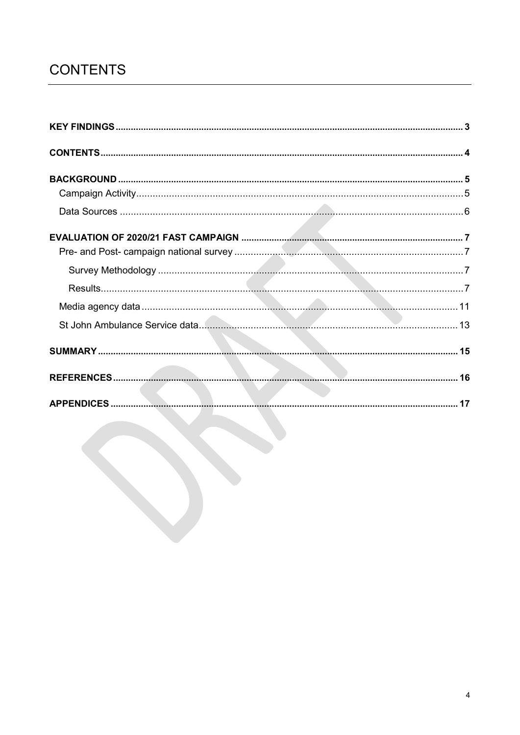# CONTENTS

**KEY FINDINGS** .......... **3**

**CONTENTS** .......... **4**

**BACKGROUND** .......... **5**

- Campaign Activity .......... 5
- Data Sources .......... 6

**EVALUATION OF 2020/21 FAST CAMPAIGN** .......... **7**

- Pre- and Post- campaign national survey .......... 7
  - Survey Methodology .......... 7
  - Results .......... 7
- Media agency data .......... 11
- St John Ambulance Service data .......... 13

**SUMMARY** .......... **15**

**REFERENCES** .......... **16**

**APPENDICES** .......... **17**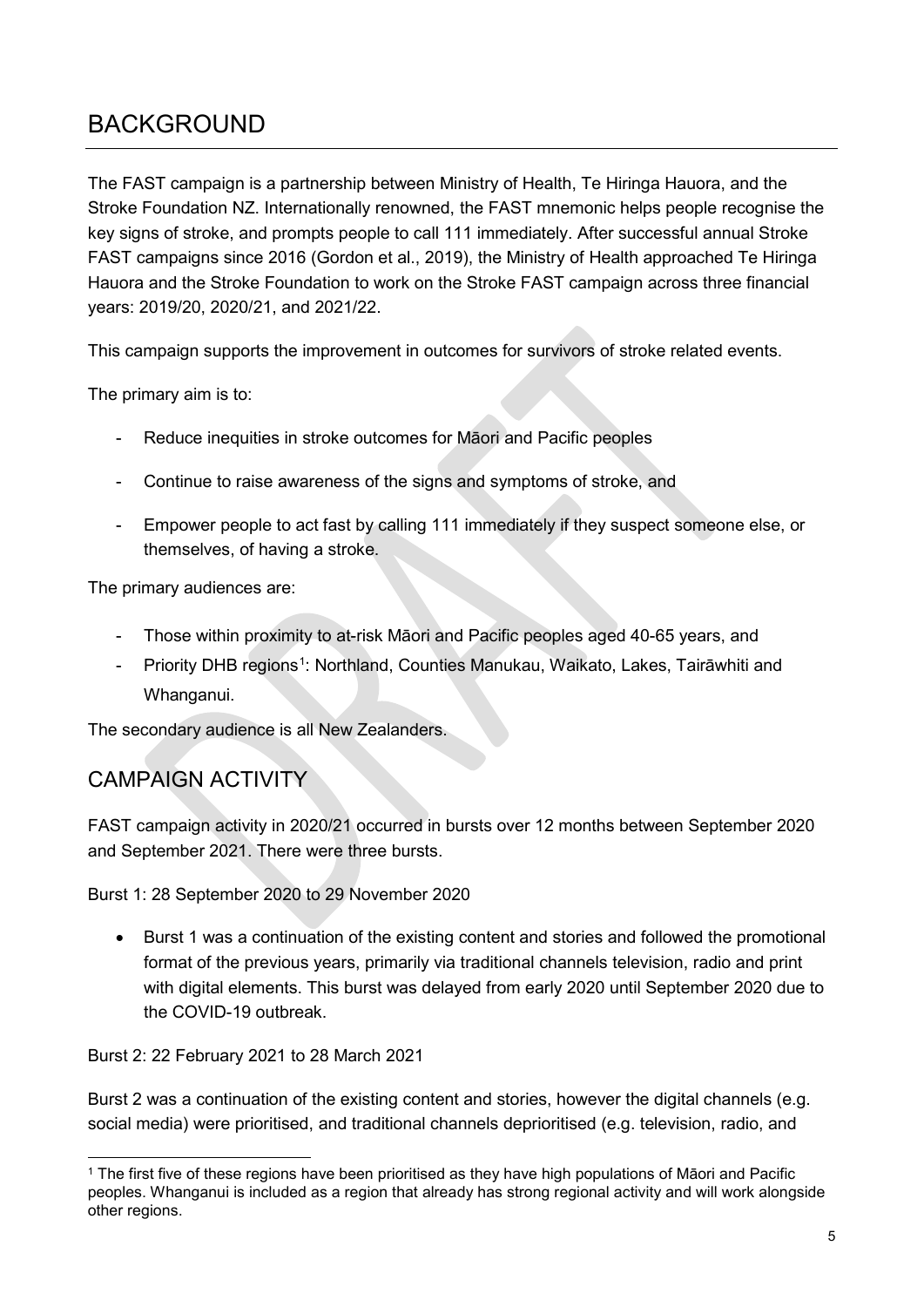# BACKGROUND

The FAST campaign is a partnership between Ministry of Health, Te Hiringa Hauora, and the Stroke Foundation NZ. Internationally renowned, the FAST mnemonic helps people recognise the key signs of stroke, and prompts people to call 111 immediately. After successful annual Stroke FAST campaigns since 2016 (Gordon et al., 2019), the Ministry of Health approached Te Hiringa Hauora and the Stroke Foundation to work on the Stroke FAST campaign across three financial years: 2019/20, 2020/21, and 2021/22.

This campaign supports the improvement in outcomes for survivors of stroke related events.

The primary aim is to:

- Reduce inequities in stroke outcomes for Māori and Pacific peoples
- Continue to raise awareness of the signs and symptoms of stroke, and
- Empower people to act fast by calling 111 immediately if they suspect someone else, or themselves, of having a stroke.

The primary audiences are:

- Those within proximity to at-risk Māori and Pacific peoples aged 40-65 years, and
- Priority DHB regions[1]: Northland, Counties Manukau, Waikato, Lakes, Tairāwhiti and Whanganui.

The secondary audience is all New Zealanders.

## CAMPAIGN ACTIVITY

FAST campaign activity in 2020/21 occurred in bursts over 12 months between September 2020 and September 2021. There were three bursts.

Burst 1: 28 September 2020 to 29 November 2020

- Burst 1 was a continuation of the existing content and stories and followed the promotional format of the previous years, primarily via traditional channels television, radio and print with digital elements. This burst was delayed from early 2020 until September 2020 due to the COVID-19 outbreak.

Burst 2: 22 February 2021 to 28 March 2021

Burst 2 was a continuation of the existing content and stories, however the digital channels (e.g. social media) were prioritised, and traditional channels deprioritised (e.g. television, radio, and

[1] The first five of these regions have been prioritised as they have high populations of Māori and Pacific peoples. Whanganui is included as a region that already has strong regional activity and will work alongside other regions.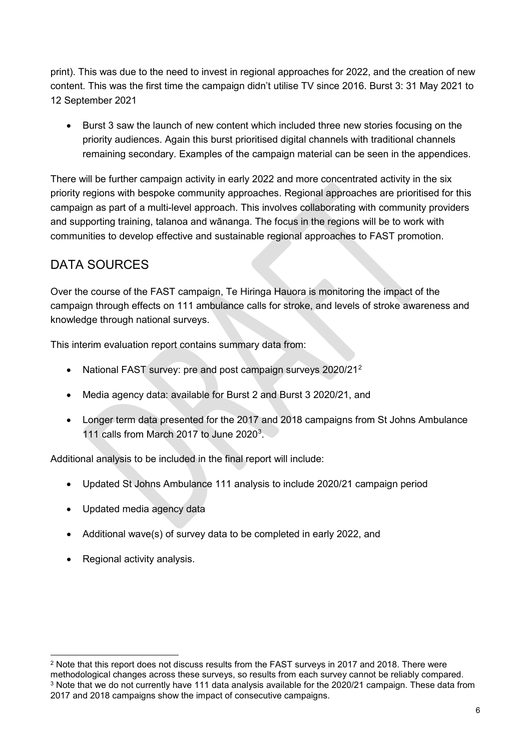print). This was due to the need to invest in regional approaches for 2022, and the creation of new content. This was the first time the campaign didn't utilise TV since 2016. Burst 3: 31 May 2021 to 12 September 2021

- Burst 3 saw the launch of new content which included three new stories focusing on the priority audiences. Again this burst prioritised digital channels with traditional channels remaining secondary. Examples of the campaign material can be seen in the appendices.

There will be further campaign activity in early 2022 and more concentrated activity in the six priority regions with bespoke community approaches. Regional approaches are prioritised for this campaign as part of a multi-level approach. This involves collaborating with community providers and supporting training, talanoa and wānanga. The focus in the regions will be to work with communities to develop effective and sustainable regional approaches to FAST promotion.

## DATA SOURCES

Over the course of the FAST campaign, Te Hiringa Hauora is monitoring the impact of the campaign through effects on 111 ambulance calls for stroke, and levels of stroke awareness and knowledge through national surveys.

This interim evaluation report contains summary data from:

- National FAST survey: pre and post campaign surveys 2020/21[2]
- Media agency data: available for Burst 2 and Burst 3 2020/21, and
- Longer term data presented for the 2017 and 2018 campaigns from St Johns Ambulance 111 calls from March 2017 to June 2020[3].

Additional analysis to be included in the final report will include:

- Updated St Johns Ambulance 111 analysis to include 2020/21 campaign period
- Updated media agency data
- Additional wave(s) of survey data to be completed in early 2022, and
- Regional activity analysis.

[2] Note that this report does not discuss results from the FAST surveys in 2017 and 2018. There were methodological changes across these surveys, so results from each survey cannot be reliably compared.
[3] Note that we do not currently have 111 data analysis available for the 2020/21 campaign. These data from 2017 and 2018 campaigns show the impact of consecutive campaigns.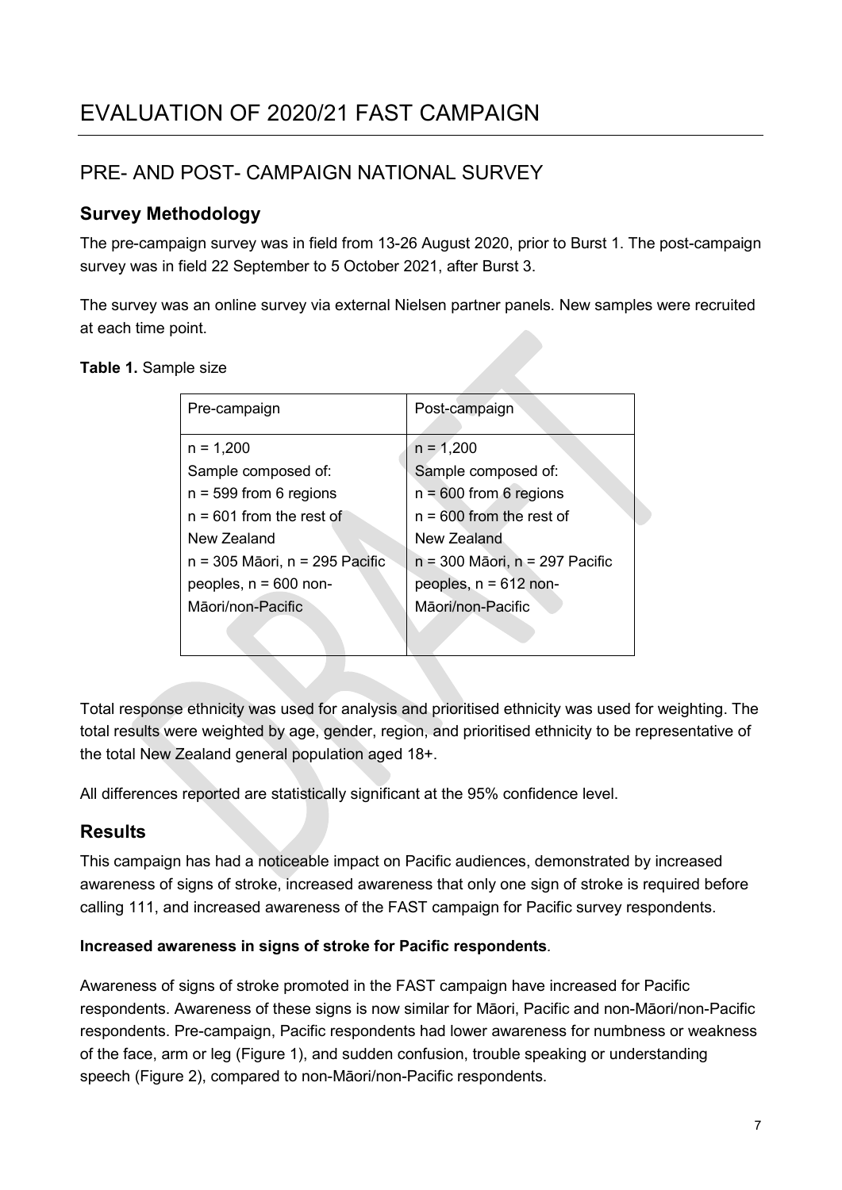# EVALUATION OF 2020/21 FAST CAMPAIGN

## PRE- AND POST- CAMPAIGN NATIONAL SURVEY

### Survey Methodology

The pre-campaign survey was in field from 13-26 August 2020, prior to Burst 1. The post-campaign survey was in field 22 September to 5 October 2021, after Burst 3.

The survey was an online survey via external Nielsen partner panels. New samples were recruited at each time point.

**Table 1.** Sample size

| Pre-campaign | Post-campaign |
|---|---|
| n = 1,200<br>Sample composed of:<br>n = 599 from 6 regions<br>n = 601 from the rest of New Zealand<br>n = 305 Māori, n = 295 Pacific peoples, n = 600 non-Māori/non-Pacific | n = 1,200<br>Sample composed of:<br>n = 600 from 6 regions<br>n = 600 from the rest of New Zealand<br>n = 300 Māori, n = 297 Pacific peoples, n = 612 non-Māori/non-Pacific |

Total response ethnicity was used for analysis and prioritised ethnicity was used for weighting. The total results were weighted by age, gender, region, and prioritised ethnicity to be representative of the total New Zealand general population aged 18+.

All differences reported are statistically significant at the 95% confidence level.

### Results

This campaign has had a noticeable impact on Pacific audiences, demonstrated by increased awareness of signs of stroke, increased awareness that only one sign of stroke is required before calling 111, and increased awareness of the FAST campaign for Pacific survey respondents.

**Increased awareness in signs of stroke for Pacific respondents**.

Awareness of signs of stroke promoted in the FAST campaign have increased for Pacific respondents. Awareness of these signs is now similar for Māori, Pacific and non-Māori/non-Pacific respondents. Pre-campaign, Pacific respondents had lower awareness for numbness or weakness of the face, arm or leg (Figure 1), and sudden confusion, trouble speaking or understanding speech (Figure 2), compared to non-Māori/non-Pacific respondents.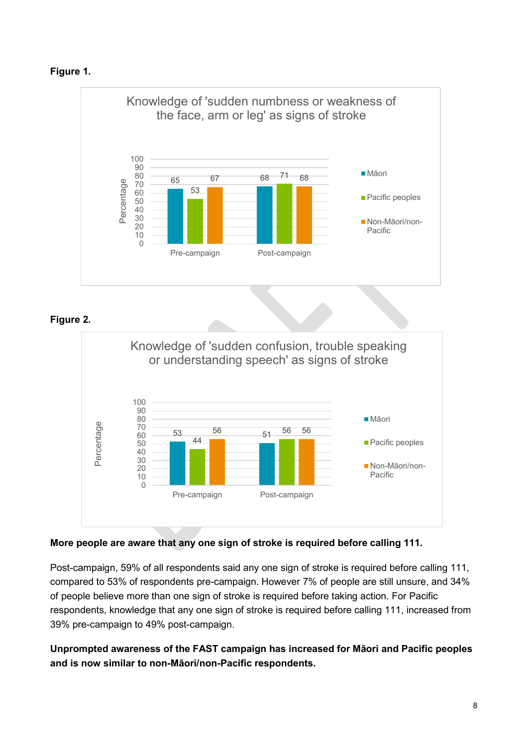**Figure 1.**

Knowledge of 'sudden numbness or weakness of the face, arm or leg' as signs of stroke

Percentage

100
90
80
70
60
50
40
30
20
10
0

65 53 67
68 71 68

Pre-campaign
Post-campaign

Māori
Pacific peoples
Non-Māori/non-Pacific

**Figure 2.**

Knowledge of 'sudden confusion, trouble speaking or understanding speech' as signs of stroke

Percentage

100
90
80
70
60
50
40
30
20
10
0

53 44 56
51 56 56

Pre-campaign
Post-campaign

Māori
Pacific peoples
Non-Māori/non-Pacific

**More people are aware that any one sign of stroke is required before calling 111.**

Post-campaign, 59% of all respondents said any one sign of stroke is required before calling 111, compared to 53% of respondents pre-campaign. However 7% of people are still unsure, and 34% of people believe more than one sign of stroke is required before taking action. For Pacific respondents, knowledge that any one sign of stroke is required before calling 111, increased from 39% pre-campaign to 49% post-campaign.

**Unprompted awareness of the FAST campaign has increased for Māori and Pacific peoples and is now similar to non-Māori/non-Pacific respondents.**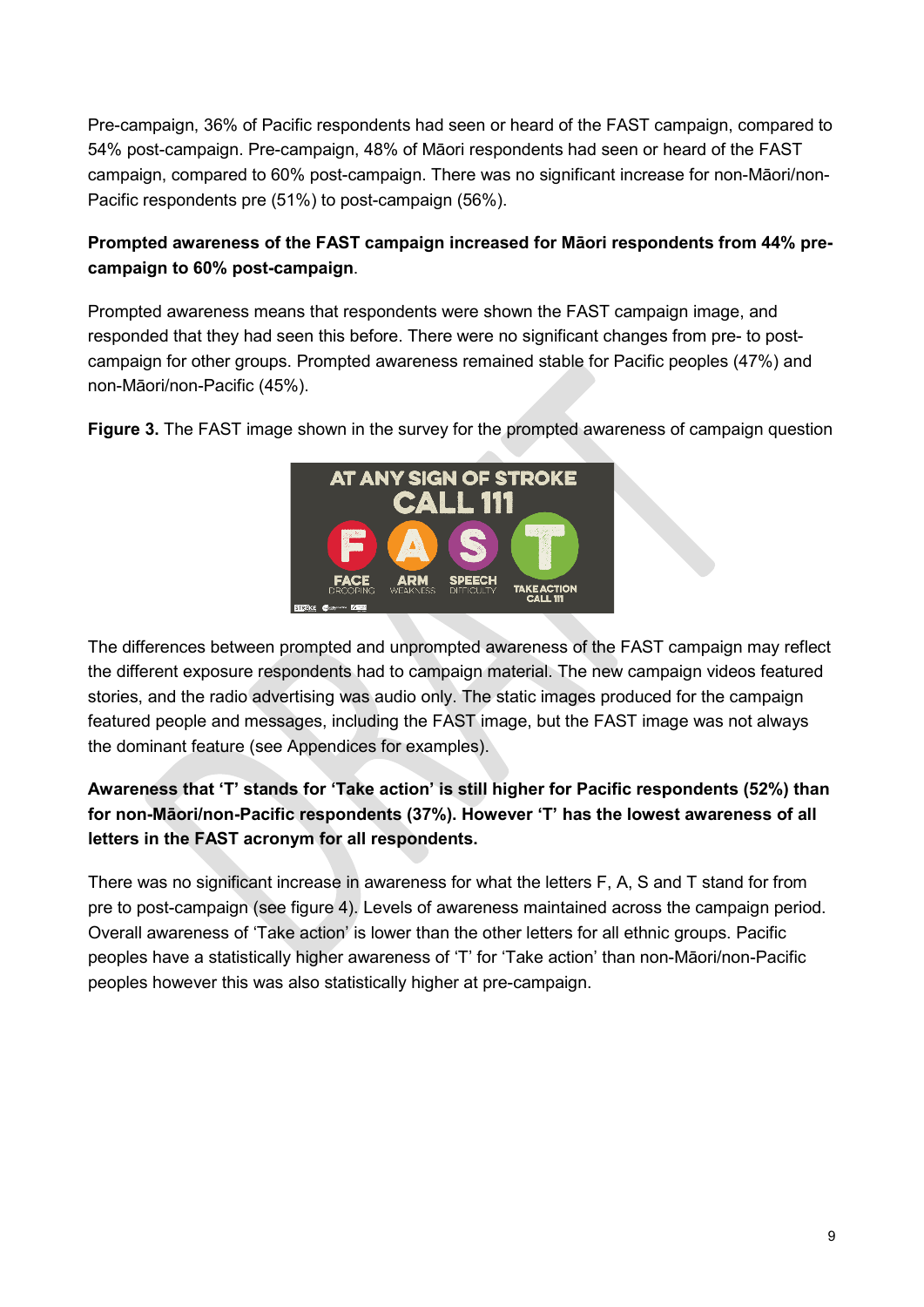Pre-campaign, 36% of Pacific respondents had seen or heard of the FAST campaign, compared to 54% post-campaign. Pre-campaign, 48% of Māori respondents had seen or heard of the FAST campaign, compared to 60% post-campaign. There was no significant increase for non-Māori/non-Pacific respondents pre (51%) to post-campaign (56%).

**Prompted awareness of the FAST campaign increased for Māori respondents from 44% pre-campaign to 60% post-campaign**.

Prompted awareness means that respondents were shown the FAST campaign image, and responded that they had seen this before. There were no significant changes from pre- to post-campaign for other groups. Prompted awareness remained stable for Pacific peoples (47%) and non-Māori/non-Pacific (45%).

**Figure 3.** The FAST image shown in the survey for the prompted awareness of campaign question

AT ANY SIGN OF STROKE
CALL 111
F FACE DROOPING
A ARM WEAKNESS
S SPEECH DIFFICULTY
T TAKE ACTION CALL 111

The differences between prompted and unprompted awareness of the FAST campaign may reflect the different exposure respondents had to campaign material. The new campaign videos featured stories, and the radio advertising was audio only. The static images produced for the campaign featured people and messages, including the FAST image, but the FAST image was not always the dominant feature (see Appendices for examples).

**Awareness that 'T' stands for 'Take action' is still higher for Pacific respondents (52%) than for non-Māori/non-Pacific respondents (37%). However 'T' has the lowest awareness of all letters in the FAST acronym for all respondents.**

There was no significant increase in awareness for what the letters F, A, S and T stand for from pre to post-campaign (see figure 4). Levels of awareness maintained across the campaign period. Overall awareness of 'Take action' is lower than the other letters for all ethnic groups. Pacific peoples have a statistically higher awareness of 'T' for 'Take action' than non-Māori/non-Pacific peoples however this was also statistically higher at pre-campaign.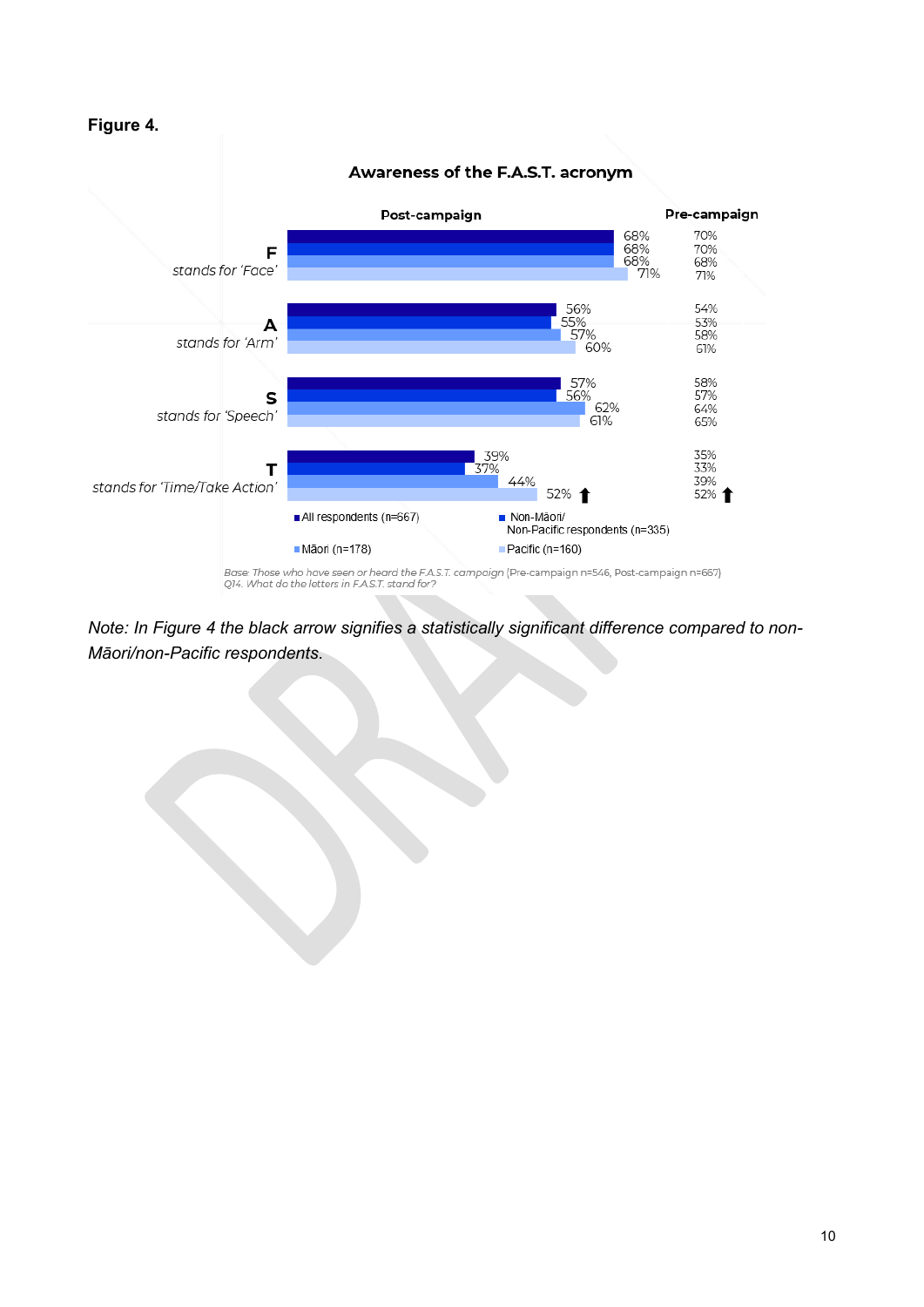**Figure 4.**

Awareness of the F.A.S.T. acronym

Post-campaign

Pre-campaign

F
stands for 'Face'

68%
68%
68%
71%

70%
70%
68%
71%

A
stands for 'Arm'

56%
55%
57%
60%

54%
53%
58%
61%

S
stands for 'Speech'

57%
56%
62%
61%

58%
57%
64%
65%

T
stands for 'Time/Take Action'

39%
37%
44%
52% ⬆

35%
33%
39%
52% ⬆

All respondents (n=667)
Non-Māori/ Non-Pacific respondents (n=335)
Māori (n=178)
Pacific (n=160)

Base: Those who have seen or heard the F.A.S.T. campaign (Pre-campaign n=546, Post-campaign n=667)
Q14. What do the letters in F.A.S.T. stand for?

*Note: In Figure 4 the black arrow signifies a statistically significant difference compared to non-Māori/non-Pacific respondents.*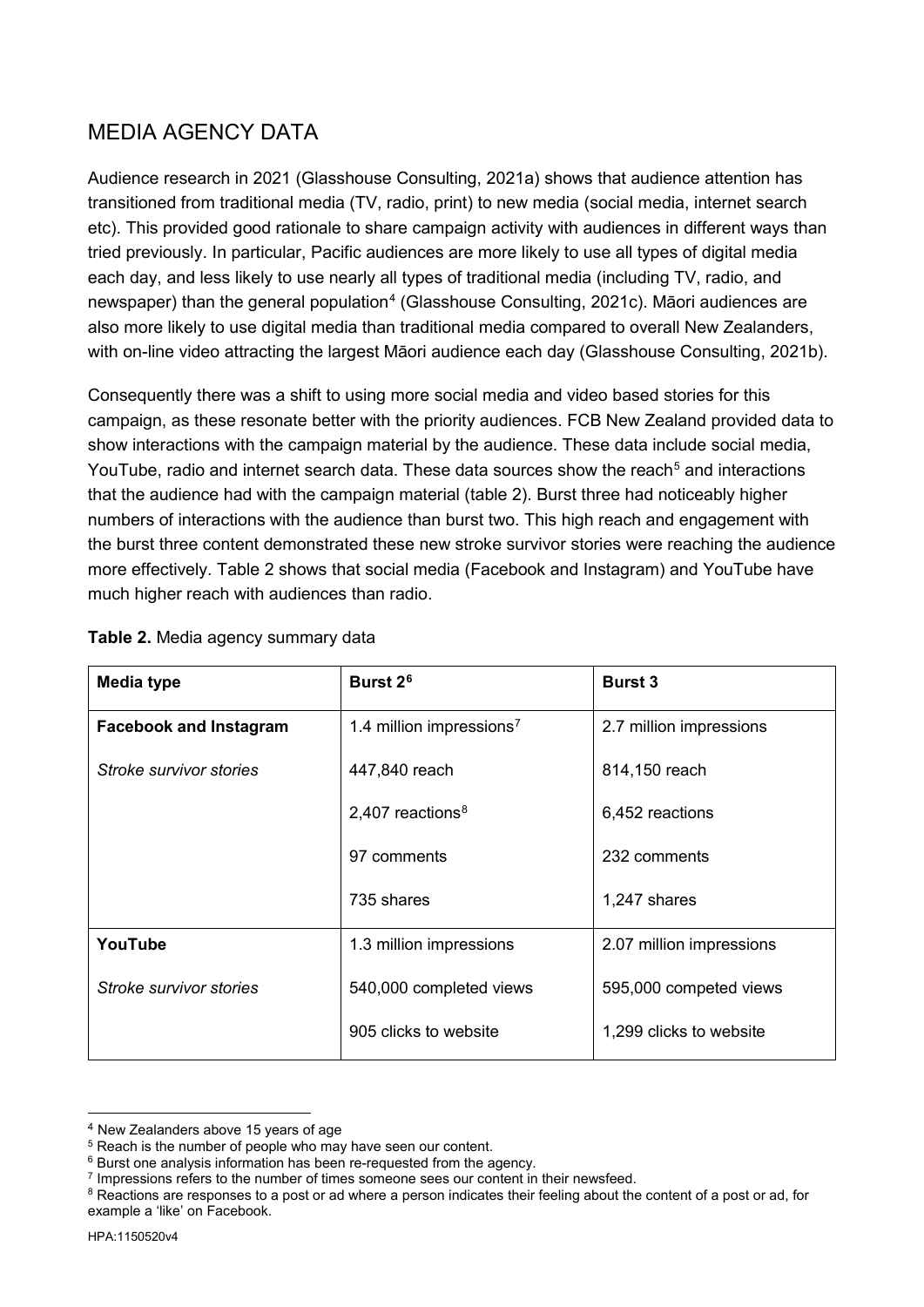## MEDIA AGENCY DATA

Audience research in 2021 (Glasshouse Consulting, 2021a) shows that audience attention has transitioned from traditional media (TV, radio, print) to new media (social media, internet search etc). This provided good rationale to share campaign activity with audiences in different ways than tried previously. In particular, Pacific audiences are more likely to use all types of digital media each day, and less likely to use nearly all types of traditional media (including TV, radio, and newspaper) than the general population[4] (Glasshouse Consulting, 2021c). Māori audiences are also more likely to use digital media than traditional media compared to overall New Zealanders, with on-line video attracting the largest Māori audience each day (Glasshouse Consulting, 2021b).

Consequently there was a shift to using more social media and video based stories for this campaign, as these resonate better with the priority audiences. FCB New Zealand provided data to show interactions with the campaign material by the audience. These data include social media, YouTube, radio and internet search data. These data sources show the reach[5] and interactions that the audience had with the campaign material (table 2). Burst three had noticeably higher numbers of interactions with the audience than burst two. This high reach and engagement with the burst three content demonstrated these new stroke survivor stories were reaching the audience more effectively. Table 2 shows that social media (Facebook and Instagram) and YouTube have much higher reach with audiences than radio.

**Table 2.** Media agency summary data

| Media type | Burst 2[6] | Burst 3 |
|---|---|---|
| **Facebook and Instagram** | 1.4 million impressions[7] | 2.7 million impressions |
| *Stroke survivor stories* | 447,840 reach | 814,150 reach |
| | 2,407 reactions[8] | 6,452 reactions |
| | 97 comments | 232 comments |
| | 735 shares | 1,247 shares |
| **YouTube** | 1.3 million impressions | 2.07 million impressions |
| *Stroke survivor stories* | 540,000 completed views | 595,000 competed views |
| | 905 clicks to website | 1,299 clicks to website |

[4] New Zealanders above 15 years of age
[5] Reach is the number of people who may have seen our content.
[6] Burst one analysis information has been re-requested from the agency.
[7] Impressions refers to the number of times someone sees our content in their newsfeed.
[8] Reactions are responses to a post or ad where a person indicates their feeling about the content of a post or ad, for example a 'like' on Facebook.

HPA:1150520v4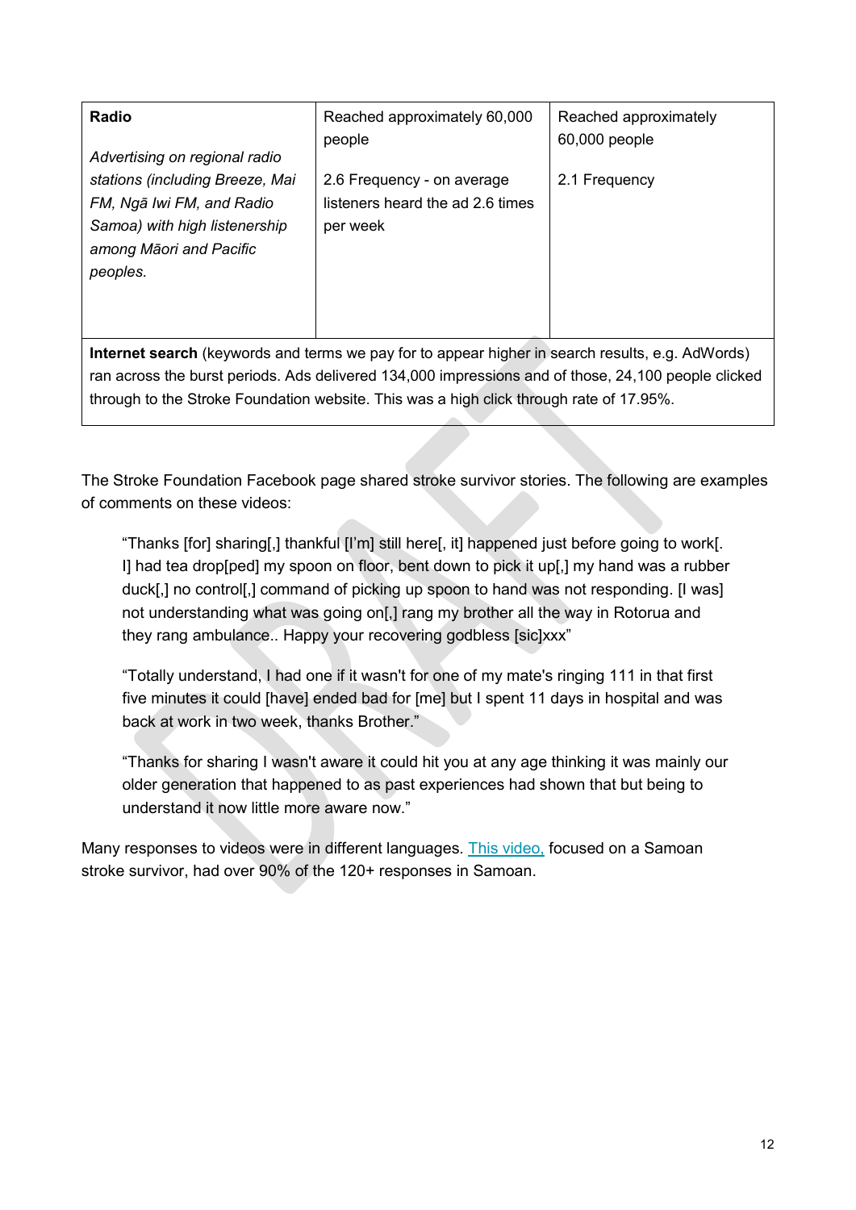| | | |
|---|---|---|
| **Radio**<br><br>*Advertising on regional radio stations (including Breeze, Mai FM, Ngā Iwi FM, and Radio Samoa) with high listenership among Māori and Pacific peoples.* | Reached approximately 60,000 people<br><br>2.6 Frequency - on average listeners heard the ad 2.6 times per week | Reached approximately 60,000 people<br><br>2.1 Frequency |
| **Internet search** (keywords and terms we pay for to appear higher in search results, e.g. AdWords) ran across the burst periods. Ads delivered 134,000 impressions and of those, 24,100 people clicked through to the Stroke Foundation website. This was a high click through rate of 17.95%. | | |

The Stroke Foundation Facebook page shared stroke survivor stories. The following are examples of comments on these videos:

> "Thanks [for] sharing[,] thankful [I'm] still here[, it] happened just before going to work[. I] had tea drop[ped] my spoon on floor, bent down to pick it up[,] my hand was a rubber duck[,] no control[,] command of picking up spoon to hand was not responding. [I was] not understanding what was going on[,] rang my brother all the way in Rotorua and they rang ambulance.. Happy your recovering godbless [sic]xxx"

> "Totally understand, I had one if it wasn't for one of my mate's ringing 111 in that first five minutes it could [have] ended bad for [me] but I spent 11 days in hospital and was back at work in two week, thanks Brother."

> "Thanks for sharing I wasn't aware it could hit you at any age thinking it was mainly our older generation that happened to as past experiences had shown that but being to understand it now little more aware now."

Many responses to videos were in different languages. This video, focused on a Samoan stroke survivor, had over 90% of the 120+ responses in Samoan.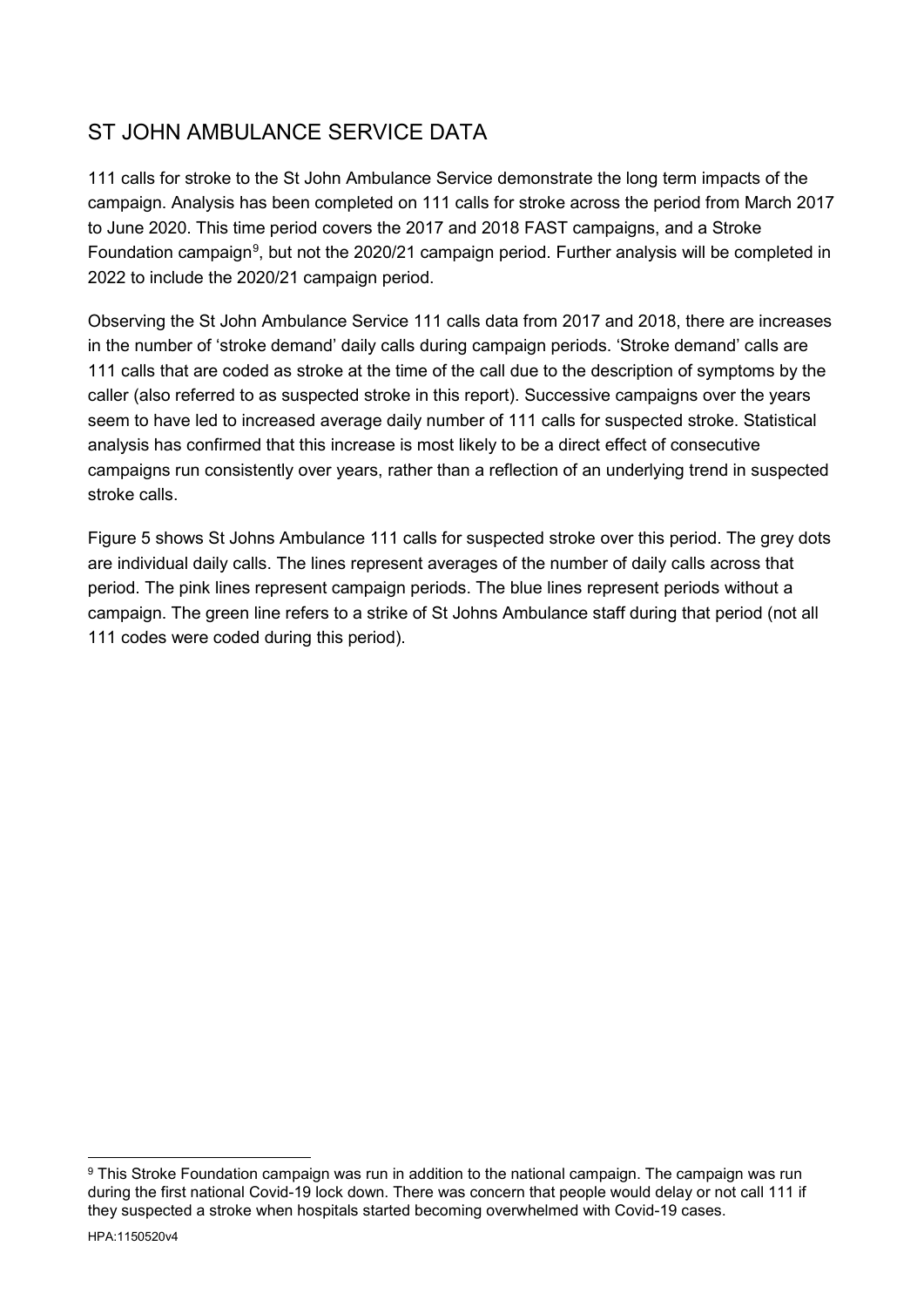## ST JOHN AMBULANCE SERVICE DATA

111 calls for stroke to the St John Ambulance Service demonstrate the long term impacts of the campaign. Analysis has been completed on 111 calls for stroke across the period from March 2017 to June 2020. This time period covers the 2017 and 2018 FAST campaigns, and a Stroke Foundation campaign[9], but not the 2020/21 campaign period. Further analysis will be completed in 2022 to include the 2020/21 campaign period.

Observing the St John Ambulance Service 111 calls data from 2017 and 2018, there are increases in the number of 'stroke demand' daily calls during campaign periods. 'Stroke demand' calls are 111 calls that are coded as stroke at the time of the call due to the description of symptoms by the caller (also referred to as suspected stroke in this report). Successive campaigns over the years seem to have led to increased average daily number of 111 calls for suspected stroke. Statistical analysis has confirmed that this increase is most likely to be a direct effect of consecutive campaigns run consistently over years, rather than a reflection of an underlying trend in suspected stroke calls.

Figure 5 shows St Johns Ambulance 111 calls for suspected stroke over this period. The grey dots are individual daily calls. The lines represent averages of the number of daily calls across that period. The pink lines represent campaign periods. The blue lines represent periods without a campaign. The green line refers to a strike of St Johns Ambulance staff during that period (not all 111 codes were coded during this period).

[9] This Stroke Foundation campaign was run in addition to the national campaign. The campaign was run during the first national Covid-19 lock down. There was concern that people would delay or not call 111 if they suspected a stroke when hospitals started becoming overwhelmed with Covid-19 cases.

HPA:1150520v4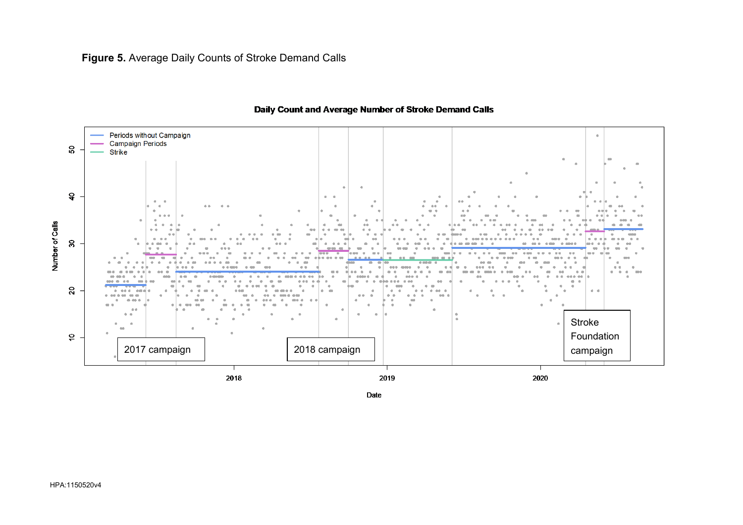**Figure 5.** Average Daily Counts of Stroke Demand Calls

Daily Count and Average Number of Stroke Demand Calls

Periods without Campaign
Campaign Periods
Strike

Number of Calls

10
20
30
40
50

2017 campaign

2018 campaign

Stroke Foundation campaign

2018
2019
2020

Date

HPA:1150520v4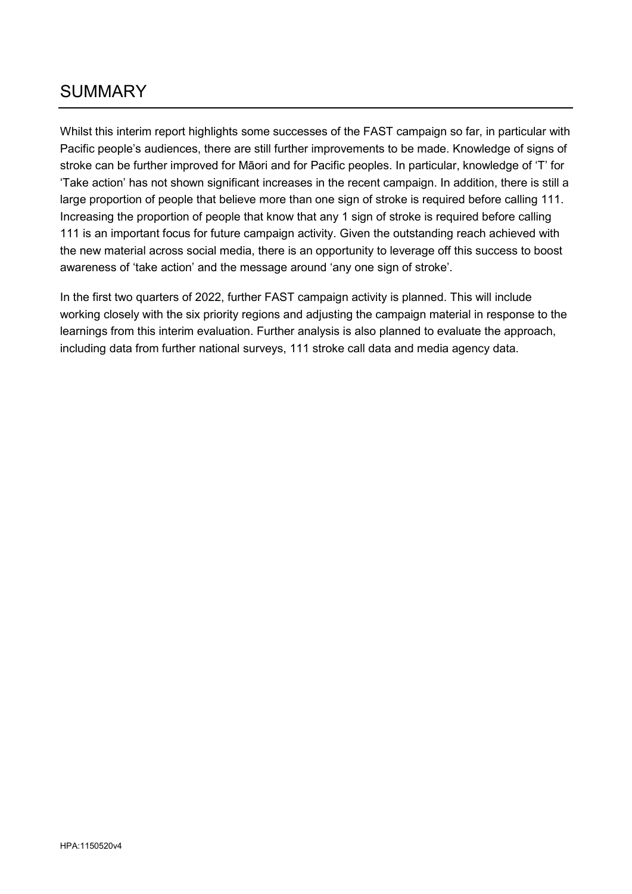# SUMMARY

Whilst this interim report highlights some successes of the FAST campaign so far, in particular with Pacific people's audiences, there are still further improvements to be made. Knowledge of signs of stroke can be further improved for Māori and for Pacific peoples. In particular, knowledge of 'T' for 'Take action' has not shown significant increases in the recent campaign. In addition, there is still a large proportion of people that believe more than one sign of stroke is required before calling 111. Increasing the proportion of people that know that any 1 sign of stroke is required before calling 111 is an important focus for future campaign activity. Given the outstanding reach achieved with the new material across social media, there is an opportunity to leverage off this success to boost awareness of 'take action' and the message around 'any one sign of stroke'.

In the first two quarters of 2022, further FAST campaign activity is planned. This will include working closely with the six priority regions and adjusting the campaign material in response to the learnings from this interim evaluation. Further analysis is also planned to evaluate the approach, including data from further national surveys, 111 stroke call data and media agency data.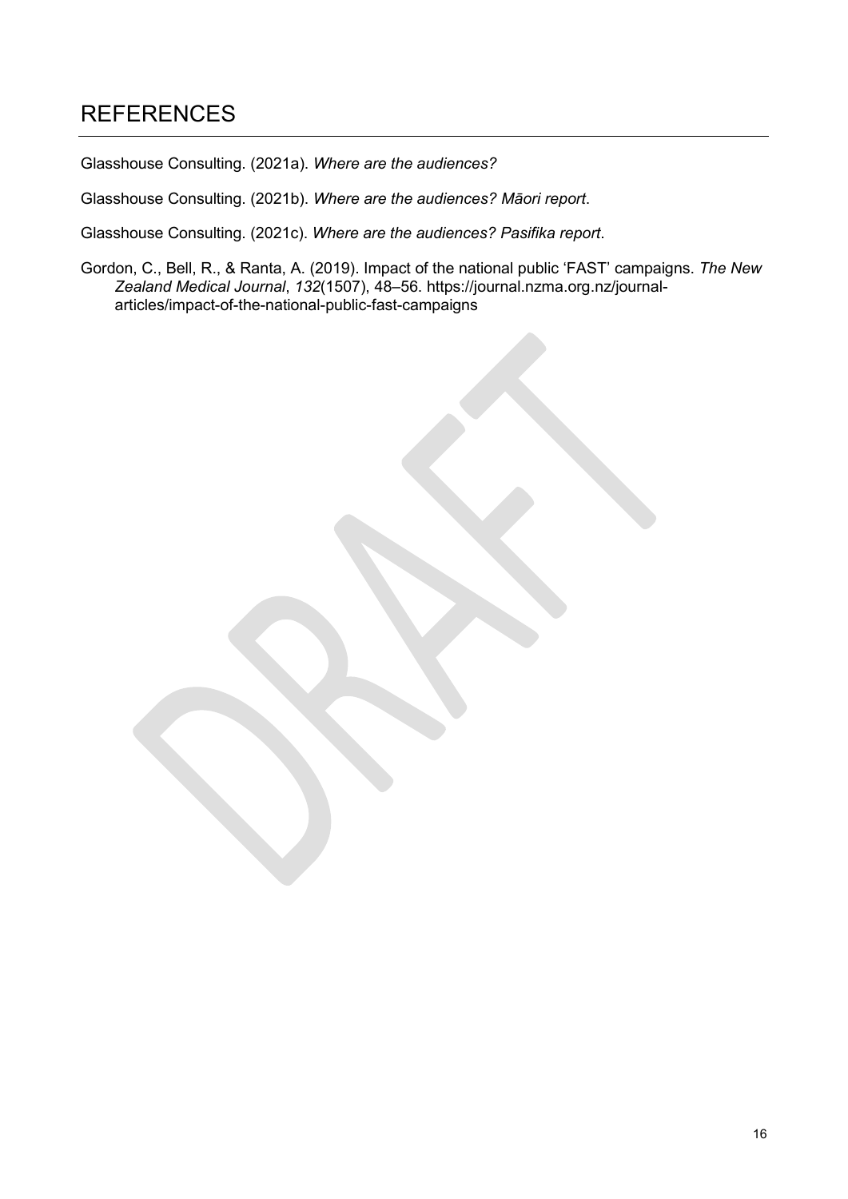# REFERENCES

Glasshouse Consulting. (2021a). *Where are the audiences?*

Glasshouse Consulting. (2021b). *Where are the audiences? Māori report*.

Glasshouse Consulting. (2021c). *Where are the audiences? Pasifika report*.

Gordon, C., Bell, R., & Ranta, A. (2019). Impact of the national public 'FAST' campaigns. *The New Zealand Medical Journal*, *132*(1507), 48–56. https://journal.nzma.org.nz/journal-articles/impact-of-the-national-public-fast-campaigns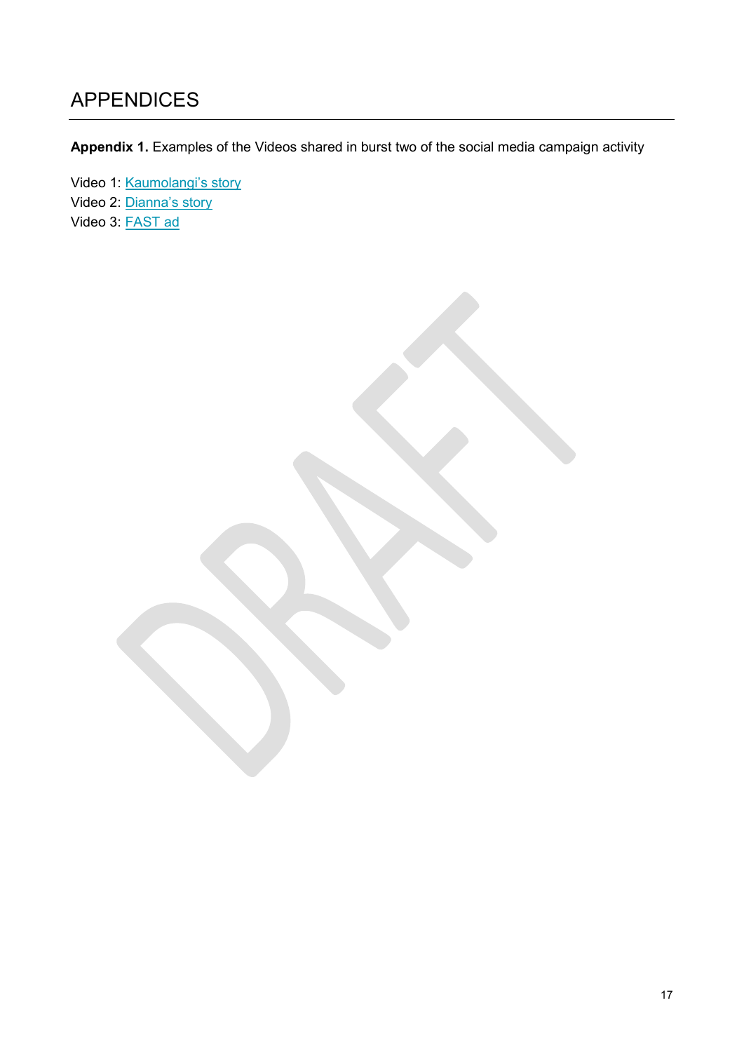# APPENDICES

**Appendix 1.** Examples of the Videos shared in burst two of the social media campaign activity

Video 1: Kaumolangi's story
Video 2: Dianna's story
Video 3: FAST ad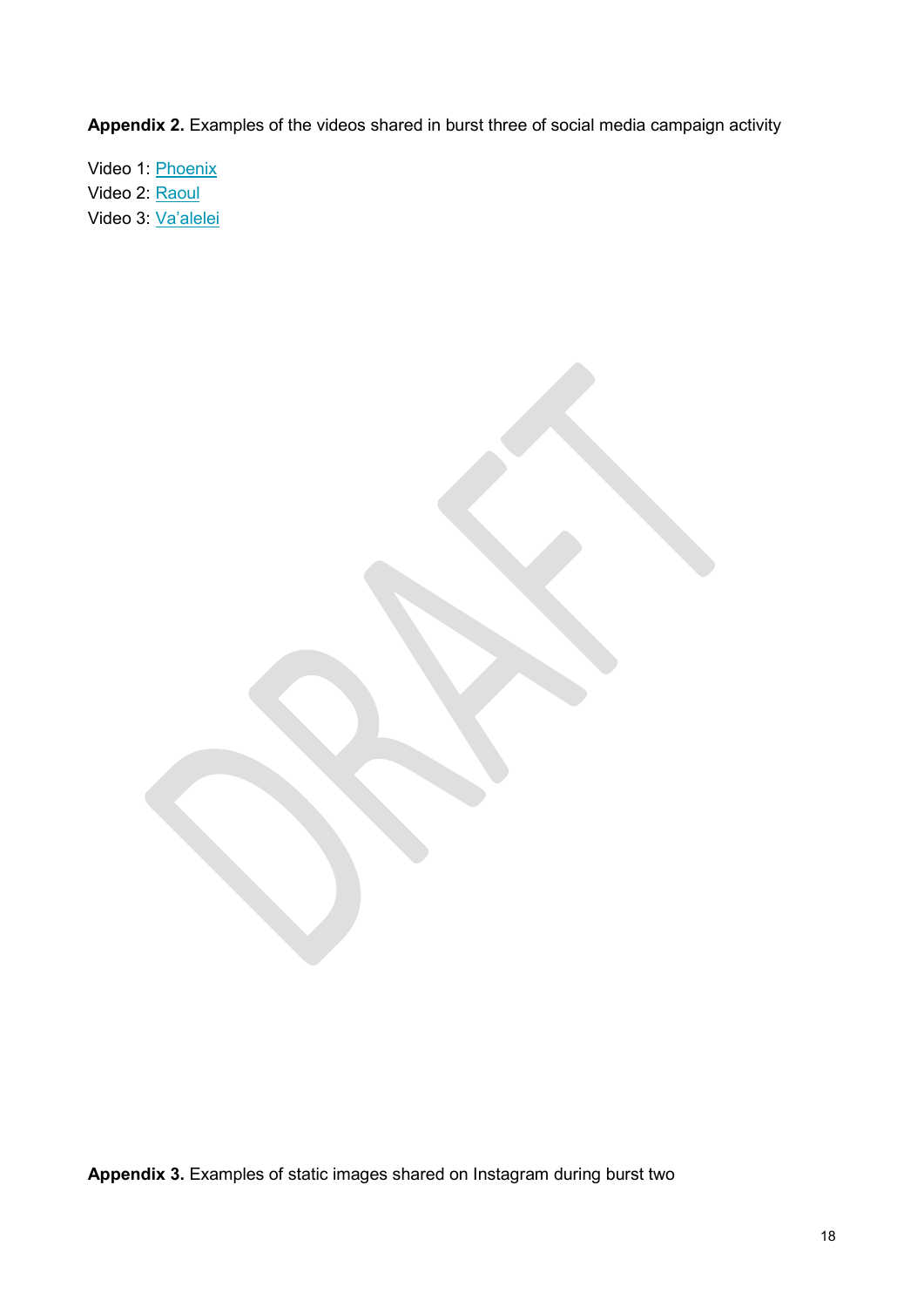**Appendix 2.** Examples of the videos shared in burst three of social media campaign activity

Video 1: Phoenix
Video 2: Raoul
Video 3: Va'alelei

**Appendix 3.** Examples of static images shared on Instagram during burst two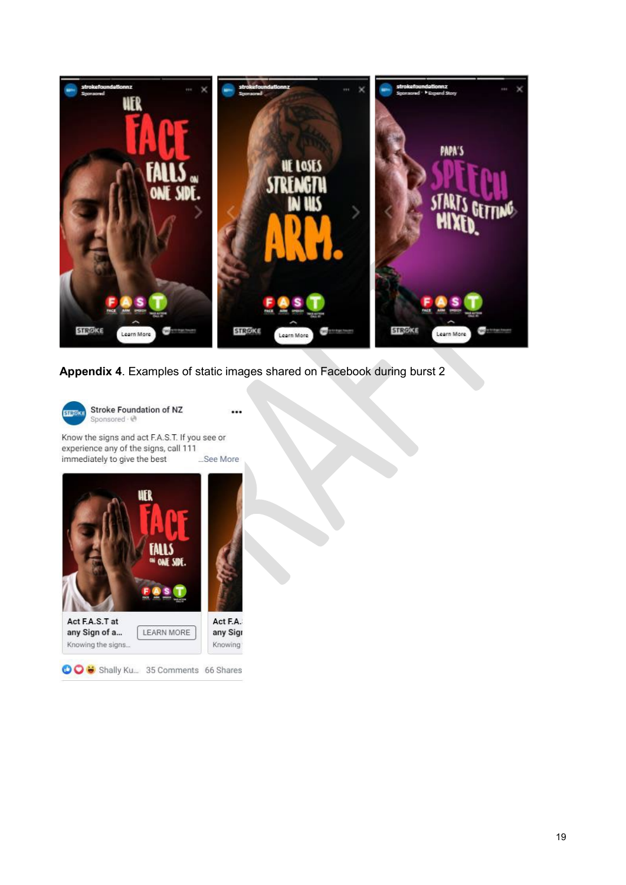**Appendix 4**. Examples of static images shared on Facebook during burst 2